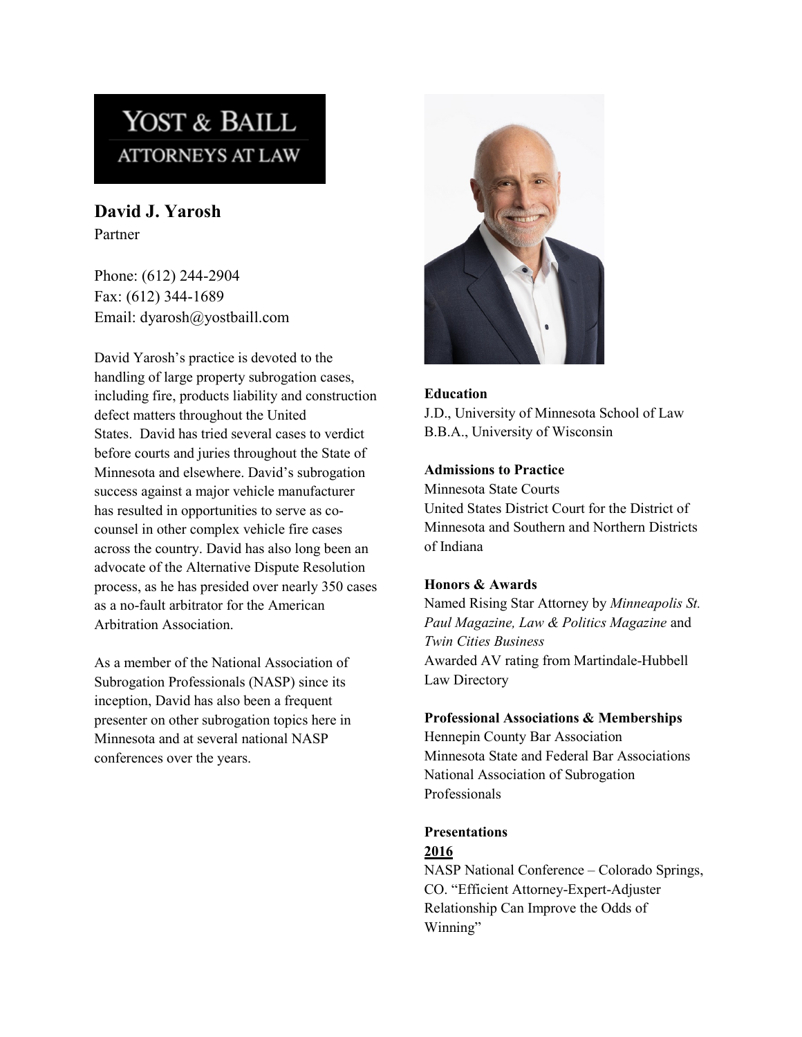YOST & BAILL
ATTORNEYS AT LAW

## David J. Yarosh

Partner

Phone: (612) 244-2904
Fax: (612) 344-1689
Email: dyarosh@yostbaill.com

David Yarosh's practice is devoted to the handling of large property subrogation cases, including fire, products liability and construction defect matters throughout the United States. David has tried several cases to verdict before courts and juries throughout the State of Minnesota and elsewhere. David's subrogation success against a major vehicle manufacturer has resulted in opportunities to serve as co-counsel in other complex vehicle fire cases across the country. David has also long been an advocate of the Alternative Dispute Resolution process, as he has presided over nearly 350 cases as a no-fault arbitrator for the American Arbitration Association.

As a member of the National Association of Subrogation Professionals (NASP) since its inception, David has also been a frequent presenter on other subrogation topics here in Minnesota and at several national NASP conferences over the years.

**Education**
J.D., University of Minnesota School of Law
B.B.A., University of Wisconsin

**Admissions to Practice**
Minnesota State Courts
United States District Court for the District of Minnesota and Southern and Northern Districts of Indiana

**Honors & Awards**
Named Rising Star Attorney by *Minneapolis St. Paul Magazine, Law & Politics Magazine* and *Twin Cities Business*
Awarded AV rating from Martindale-Hubbell Law Directory

**Professional Associations & Memberships**
Hennepin County Bar Association
Minnesota State and Federal Bar Associations
National Association of Subrogation Professionals

**Presentations**

**2016**
NASP National Conference – Colorado Springs, CO. "Efficient Attorney-Expert-Adjuster Relationship Can Improve the Odds of Winning"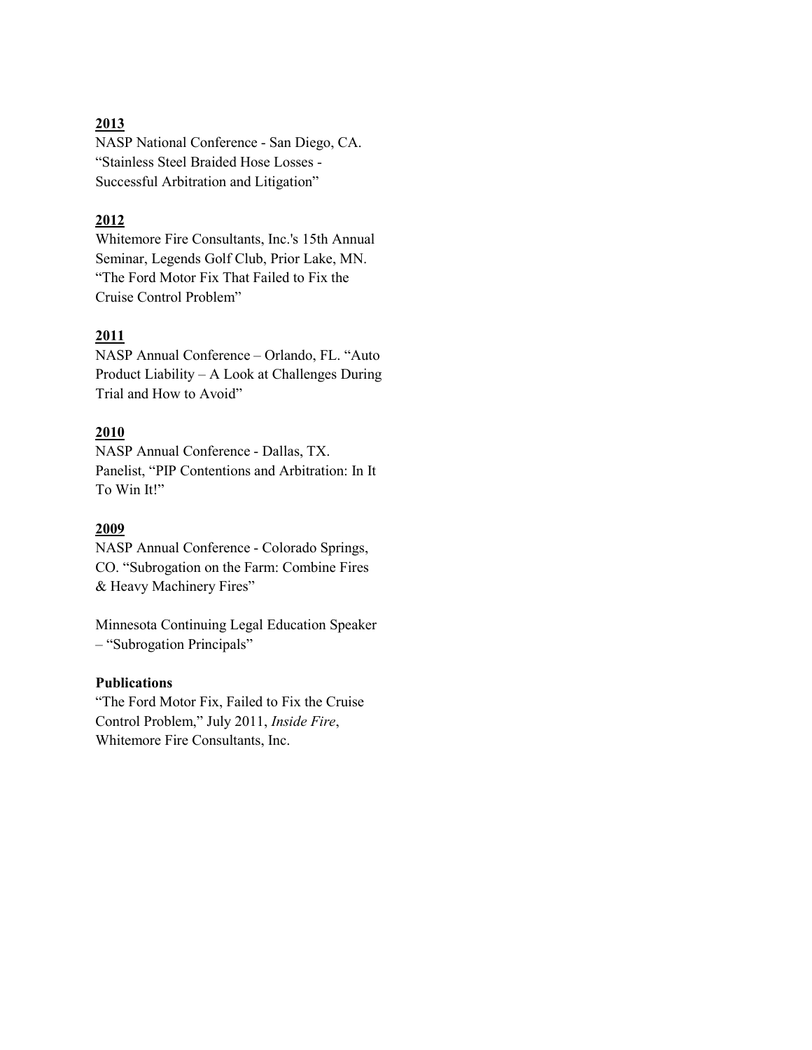**2013**

NASP National Conference - San Diego, CA. "Stainless Steel Braided Hose Losses - Successful Arbitration and Litigation"

**2012**

Whitemore Fire Consultants, Inc.'s 15th Annual Seminar, Legends Golf Club, Prior Lake, MN. "The Ford Motor Fix That Failed to Fix the Cruise Control Problem"

**2011**

NASP Annual Conference – Orlando, FL. "Auto Product Liability – A Look at Challenges During Trial and How to Avoid"

**2010**

NASP Annual Conference - Dallas, TX. Panelist, "PIP Contentions and Arbitration: In It To Win It!"

**2009**

NASP Annual Conference - Colorado Springs, CO. "Subrogation on the Farm: Combine Fires & Heavy Machinery Fires"

Minnesota Continuing Legal Education Speaker – "Subrogation Principals"

**Publications**

"The Ford Motor Fix, Failed to Fix the Cruise Control Problem," July 2011, *Inside Fire*, Whitemore Fire Consultants, Inc.